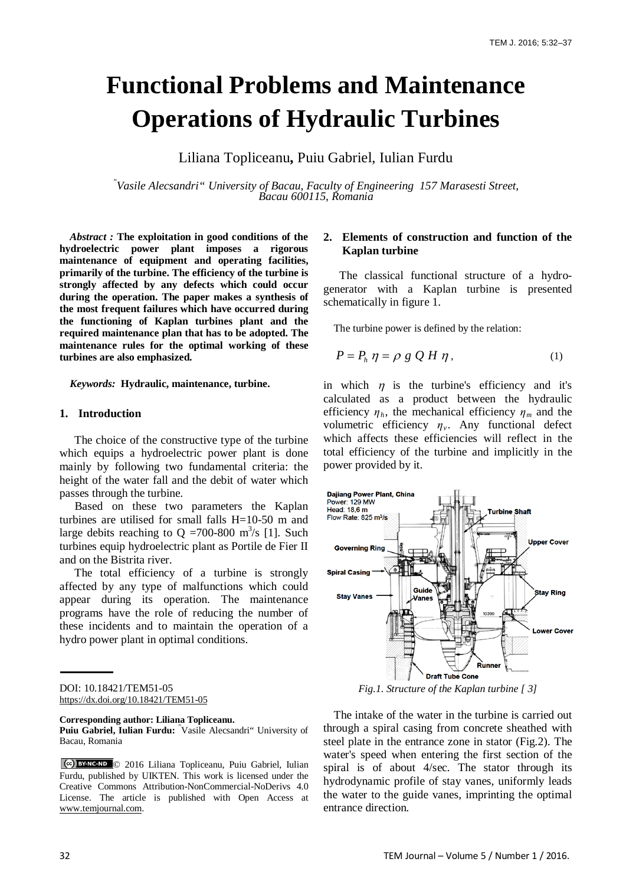# Functional Problems and Maintenance Operations of Hydraulic Turbines

Liliana Topliceanu, Puiu Gabriel, Iulian Furdu

*"Vasile Alecsandri" University of Bacau, Faculty of Engineering 157 Marasesti Street, Bacau 600115, Romania*

*Abstract :* **The exploitation in good conditions of the hydroelectric power plant imposes a rigorous maintenance of equipment and operating facilities, primarily of the turbine. The efficiency of the turbine is strongly affected by any defects which could occur during the operation. The paper makes a synthesis of the most frequent failures which have occurred during the functioning of Kaplan turbines plant and the required maintenance plan that has to be adopted. The maintenance rules for the optimal working of these turbines are also emphasized.**

*Keywords:* **Hydraulic, maintenance, turbine.**

## 1. Introduction

The choice of the constructive type of the turbine which equips a hydroelectric power plant is done mainly by following two fundamental criteria: the height of the water fall and the debit of water which passes through the turbine.

Based on these two parameters the Kaplan turbines are utilised for small falls H=10-50 m and large debits reaching to Q =700-800 $m^3/s$ [1]. Such turbines equip hydroelectric plant as Portile de Fier II and on the Bistrita river.

The total efficiency of a turbine is strongly affected by any type of malfunctions which could appear during its operation. The maintenance programs have the role of reducing the number of these incidents and to maintain the operation of a hydro power plant in optimal conditions.

DOI: 10.18421/TEM51-05
https://dx.doi.org/10.18421/TEM51-05

**Corresponding author: Liliana Topliceanu.**
**Puiu Gabriel, Iulian Furdu:** "Vasile Alecsandri" University of Bacau, Romania

© 2016 Liliana Topliceanu, Puiu Gabriel, Iulian Furdu, published by UIKTEN. This work is licensed under the Creative Commons Attribution-NonCommercial-NoDerivs 4.0 License. The article is published with Open Access at www.temjournal.com.

## 2. Elements of construction and function of the Kaplan turbine

The classical functional structure of a hydro-generator with a Kaplan turbine is presented schematically in figure 1.

The turbine power is defined by the relation:

$$P = P_h\,\eta = \rho\; g\; Q\; H\;\eta\,, \qquad (1)$$

in which $\eta$ is the turbine's efficiency and it's calculated as a product between the hydraulic efficiency $\eta_h$, the mechanical efficiency $\eta_m$ and the volumetric efficiency $\eta_v$. Any functional defect which affects these efficiencies will reflect in the total efficiency of the turbine and implicitly in the power provided by it.

*Fig.1. Structure of the Kaplan turbine [ 3]*

The intake of the water in the turbine is carried out through a spiral casing from concrete sheathed with steel plate in the entrance zone in stator (Fig.2). The water's speed when entering the first section of the spiral is of about 4/sec. The stator through its hydrodynamic profile of stay vanes, uniformly leads the water to the guide vanes, imprinting the optimal entrance direction.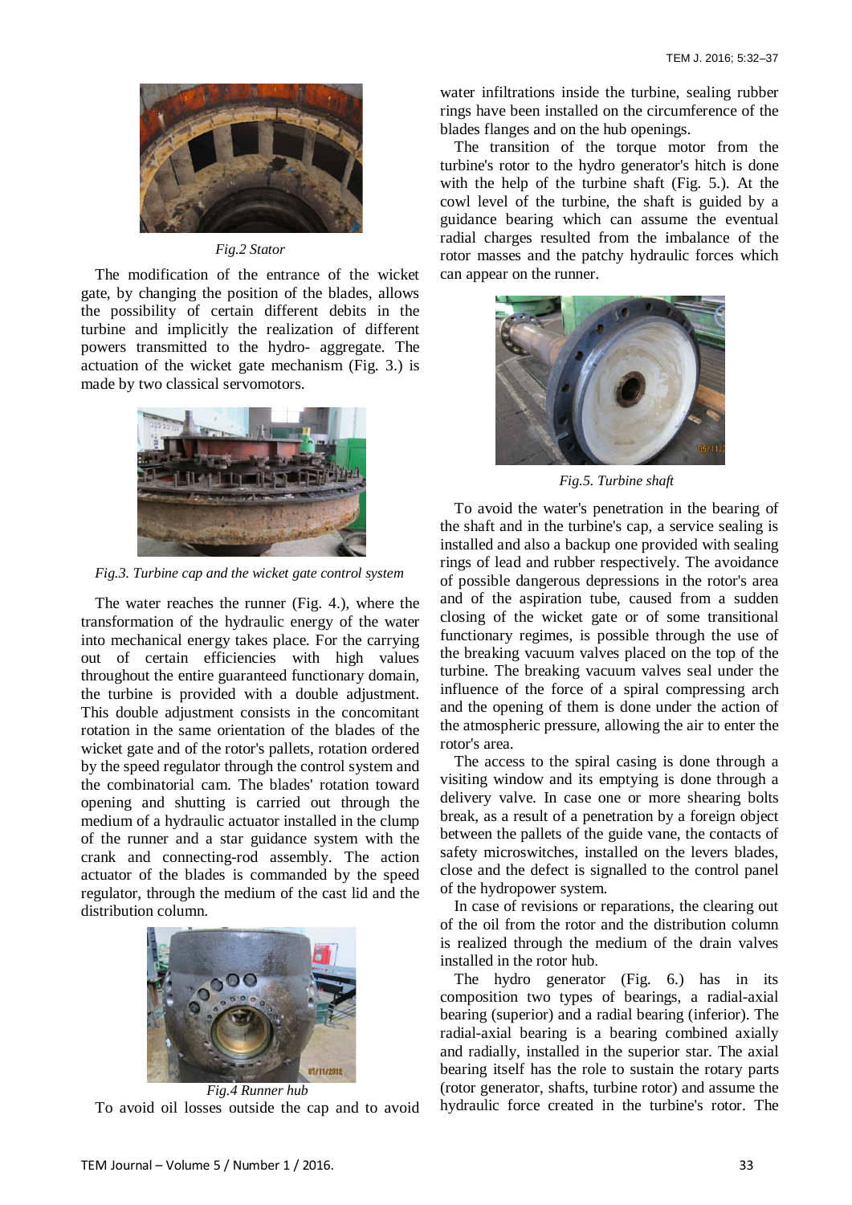*Fig.2 Stator*

The modification of the entrance of the wicket gate, by changing the position of the blades, allows the possibility of certain different debits in the turbine and implicitly the realization of different powers transmitted to the hydro- aggregate. The actuation of the wicket gate mechanism (Fig. 3.) is made by two classical servomotors.

*Fig.3. Turbine cap and the wicket gate control system*

The water reaches the runner (Fig. 4.), where the transformation of the hydraulic energy of the water into mechanical energy takes place. For the carrying out of certain efficiencies with high values throughout the entire guaranteed functionary domain, the turbine is provided with a double adjustment. This double adjustment consists in the concomitant rotation in the same orientation of the blades of the wicket gate and of the rotor's pallets, rotation ordered by the speed regulator through the control system and the combinatorial cam. The blades' rotation toward opening and shutting is carried out through the medium of a hydraulic actuator installed in the clump of the runner and a star guidance system with the crank and connecting-rod assembly. The action actuator of the blades is commanded by the speed regulator, through the medium of the cast lid and the distribution column.

*Fig.4 Runner hub*

To avoid oil losses outside the cap and to avoid water infiltrations inside the turbine, sealing rubber rings have been installed on the circumference of the blades flanges and on the hub openings.

The transition of the torque motor from the turbine's rotor to the hydro generator's hitch is done with the help of the turbine shaft (Fig. 5.). At the cowl level of the turbine, the shaft is guided by a guidance bearing which can assume the eventual radial charges resulted from the imbalance of the rotor masses and the patchy hydraulic forces which can appear on the runner.

*Fig.5. Turbine shaft*

To avoid the water's penetration in the bearing of the shaft and in the turbine's cap, a service sealing is installed and also a backup one provided with sealing rings of lead and rubber respectively. The avoidance of possible dangerous depressions in the rotor's area and of the aspiration tube, caused from a sudden closing of the wicket gate or of some transitional functionary regimes, is possible through the use of the breaking vacuum valves placed on the top of the turbine. The breaking vacuum valves seal under the influence of the force of a spiral compressing arch and the opening of them is done under the action of the atmospheric pressure, allowing the air to enter the rotor's area.

The access to the spiral casing is done through a visiting window and its emptying is done through a delivery valve. In case one or more shearing bolts break, as a result of a penetration by a foreign object between the pallets of the guide vane, the contacts of safety microswitches, installed on the levers blades, close and the defect is signalled to the control panel of the hydropower system.

In case of revisions or reparations, the clearing out of the oil from the rotor and the distribution column is realized through the medium of the drain valves installed in the rotor hub.

The hydro generator (Fig. 6.) has in its composition two types of bearings, a radial-axial bearing (superior) and a radial bearing (inferior). The radial-axial bearing is a bearing combined axially and radially, installed in the superior star. The axial bearing itself has the role to sustain the rotary parts (rotor generator, shafts, turbine rotor) and assume the hydraulic force created in the turbine's rotor. The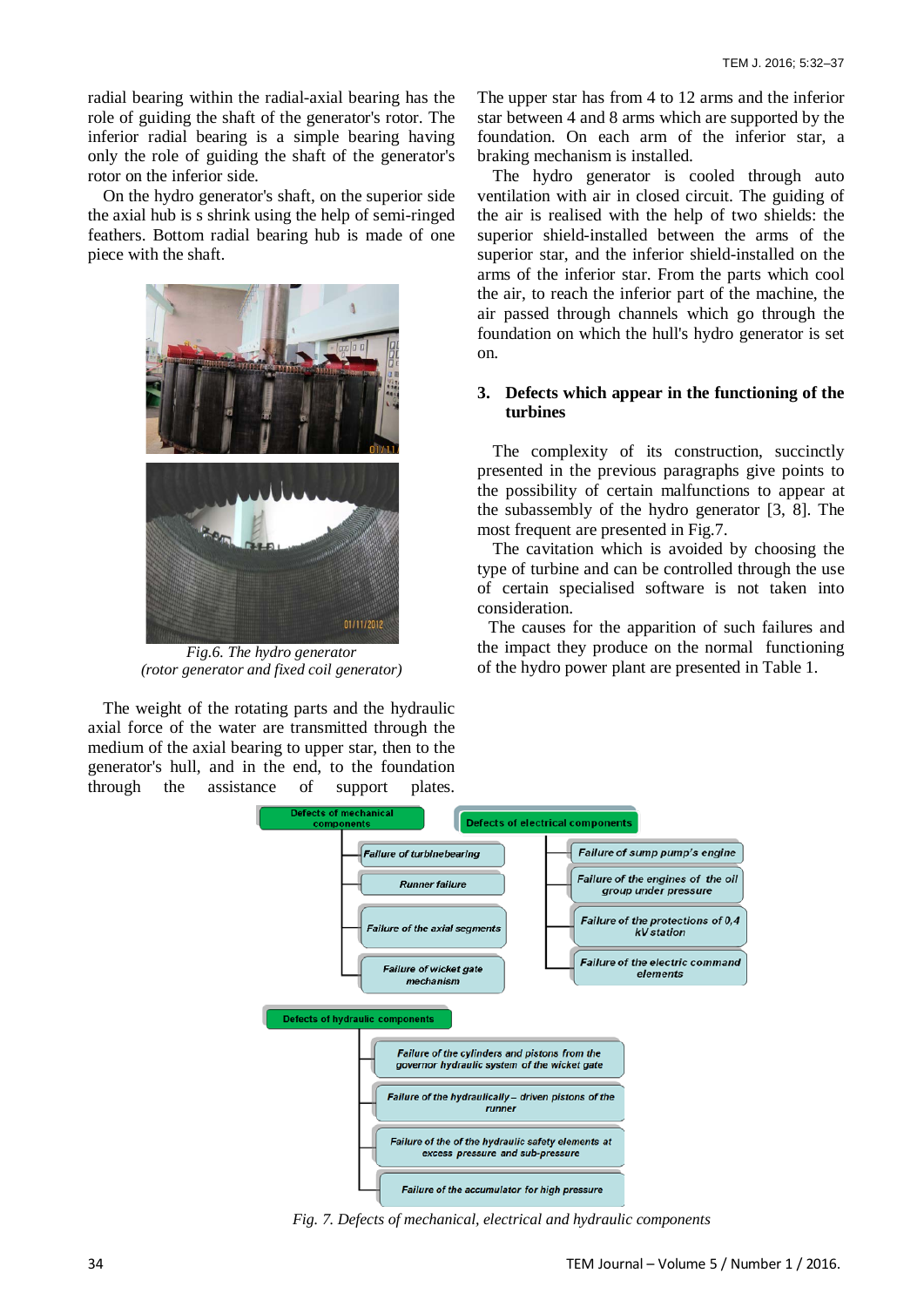radial bearing within the radial-axial bearing has the role of guiding the shaft of the generator's rotor. The inferior radial bearing is a simple bearing having only the role of guiding the shaft of the generator's rotor on the inferior side.

On the hydro generator's shaft, on the superior side the axial hub is s shrink using the help of semi-ringed feathers. Bottom radial bearing hub is made of one piece with the shaft.

*Fig.6. The hydro generator (rotor generator and fixed coil generator)*

The weight of the rotating parts and the hydraulic axial force of the water are transmitted through the medium of the axial bearing to upper star, then to the generator's hull, and in the end, to the foundation through the assistance of support plates.

The upper star has from 4 to 12 arms and the inferior star between 4 and 8 arms which are supported by the foundation. On each arm of the inferior star, a braking mechanism is installed.

The hydro generator is cooled through auto ventilation with air in closed circuit. The guiding of the air is realised with the help of two shields: the superior shield-installed between the arms of the superior star, and the inferior shield-installed on the arms of the inferior star. From the parts which cool the air, to reach the inferior part of the machine, the air passed through channels which go through the foundation on which the hull's hydro generator is set on.

## 3. Defects which appear in the functioning of the turbines

The complexity of its construction, succinctly presented in the previous paragraphs give points to the possibility of certain malfunctions to appear at the subassembly of the hydro generator [3, 8]. The most frequent are presented in Fig.7.

The cavitation which is avoided by choosing the type of turbine and can be controlled through the use of certain specialised software is not taken into consideration.

The causes for the apparition of such failures and the impact they produce on the normal functioning of the hydro power plant are presented in Table 1.

- **Defects of mechanical components**
  - Failure of turbinebearing
  - Runner failure
  - Failure of the axial segments
  - Failure of wicket gate mechanism
- **Defects of electrical components**
  - Failure of sump pump's engine
  - Failure of the engines of the oil group under pressure
  - Failure of the protections of 0,4 kV station
  - Failure of the electric command elements
- **Defects of hydraulic components**
  - Failure of the cylinders and pistons from the governor hydraulic system of the wicket gate
  - Failure of the hydraulically – driven pistons of the runner
  - Failure of the of the hydraulic safety elements at excess pressure and sub-pressure
  - Failure of the accumulator for high pressure

*Fig. 7. Defects of mechanical, electrical and hydraulic components*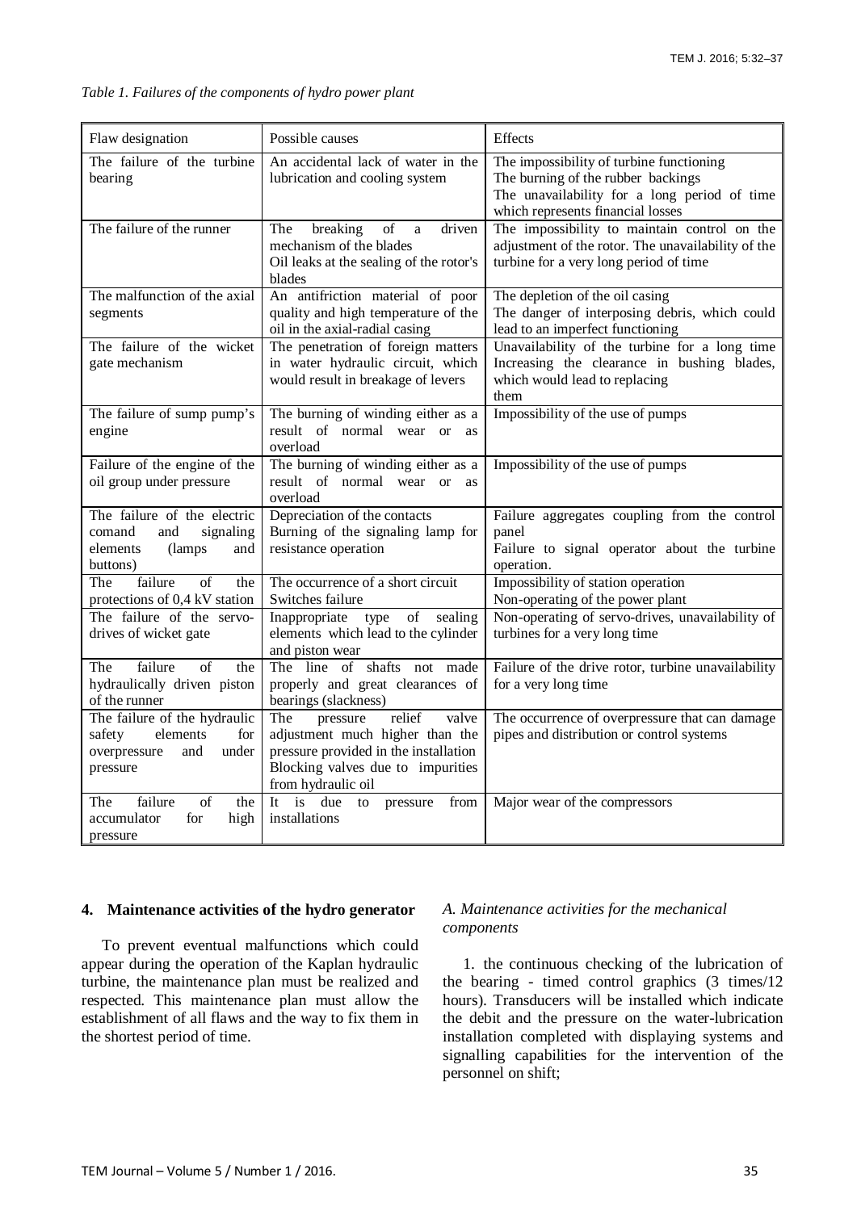*Table 1. Failures of the components of hydro power plant*

| Flaw designation | Possible causes | Effects |
|---|---|---|
| The failure of the turbine bearing | An accidental lack of water in the lubrication and cooling system | The impossibility of turbine functioning<br>The burning of the rubber backings<br>The unavailability for a long period of time which represents financial losses |
| The failure of the runner | The breaking of a driven mechanism of the blades<br>Oil leaks at the sealing of the rotor's blades | The impossibility to maintain control on the adjustment of the rotor. The unavailability of the turbine for a very long period of time |
| The malfunction of the axial segments | An antifriction material of poor quality and high temperature of the oil in the axial-radial casing | The depletion of the oil casing<br>The danger of interposing debris, which could lead to an imperfect functioning |
| The failure of the wicket gate mechanism | The penetration of foreign matters in water hydraulic circuit, which would result in breakage of levers | Unavailability of the turbine for a long time<br>Increasing the clearance in bushing blades, which would lead to replacing them |
| The failure of sump pump's engine | The burning of winding either as a result of normal wear or as overload | Impossibility of the use of pumps |
| Failure of the engine of the oil group under pressure | The burning of winding either as a result of normal wear or as overload | Impossibility of the use of pumps |
| The failure of the electric comand and signaling elements (lamps and buttons) | Depreciation of the contacts<br>Burning of the signaling lamp for resistance operation | Failure aggregates coupling from the control panel<br>Failure to signal operator about the turbine operation. |
| The failure of the protections of 0,4 kV station | The occurrence of a short circuit<br>Switches failure | Impossibility of station operation<br>Non-operating of the power plant |
| The failure of the servo-drives of wicket gate | Inappropriate type of sealing elements which lead to the cylinder and piston wear | Non-operating of servo-drives, unavailability of turbines for a very long time |
| The failure of the hydraulically driven piston of the runner | The line of shafts not made properly and great clearances of bearings (slackness) | Failure of the drive rotor, turbine unavailability for a very long time |
| The failure of the hydraulic safety elements for overpressure and under pressure | The pressure relief valve adjustment much higher than the pressure provided in the installation<br>Blocking valves due to impurities from hydraulic oil | The occurrence of overpressure that can damage pipes and distribution or control systems |
| The failure of the accumulator for high pressure | It is due to pressure from installations | Major wear of the compressors |

## 4. Maintenance activities of the hydro generator

To prevent eventual malfunctions which could appear during the operation of the Kaplan hydraulic turbine, the maintenance plan must be realized and respected. This maintenance plan must allow the establishment of all flaws and the way to fix them in the shortest period of time.

### *A. Maintenance activities for the mechanical components*

1. the continuous checking of the lubrication of the bearing - timed control graphics (3 times/12 hours). Transducers will be installed which indicate the debit and the pressure on the water-lubrication installation completed with displaying systems and signalling capabilities for the intervention of the personnel on shift;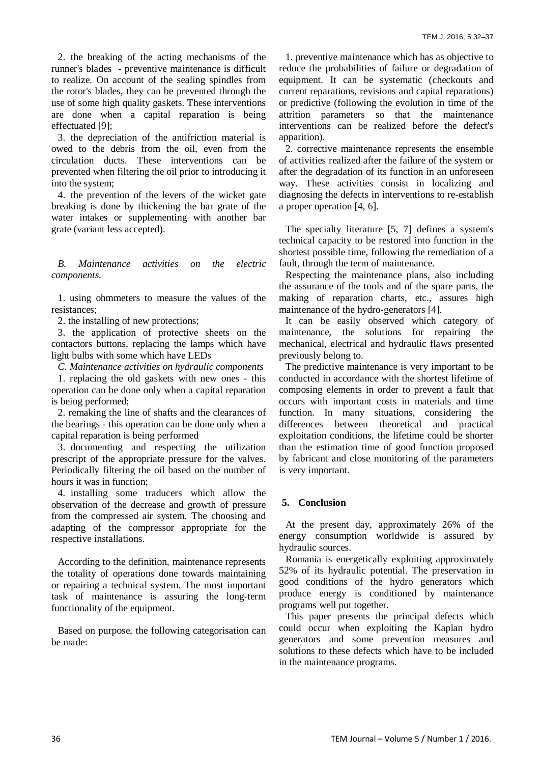2. the breaking of the acting mechanisms of the runner's blades - preventive maintenance is difficult to realize. On account of the sealing spindles from the rotor's blades, they can be prevented through the use of some high quality gaskets. These interventions are done when a capital reparation is being effectuated [9];

3. the depreciation of the antifriction material is owed to the debris from the oil, even from the circulation ducts. These interventions can be prevented when filtering the oil prior to introducing it into the system;

4. the prevention of the levers of the wicket gate breaking is done by thickening the bar grate of the water intakes or supplementing with another bar grate (variant less accepted).

*B. Maintenance activities on the electric components.*

1. using ohmmeters to measure the values of the resistances;

2. the installing of new protections;

3. the application of protective sheets on the contactors buttons, replacing the lamps which have light bulbs with some which have LEDs

*C. Maintenance activities on hydraulic components*

1. replacing the old gaskets with new ones - this operation can be done only when a capital reparation is being performed;

2. remaking the line of shafts and the clearances of the bearings - this operation can be done only when a capital reparation is being performed

3. documenting and respecting the utilization prescript of the appropriate pressure for the valves. Periodically filtering the oil based on the number of hours it was in function;

4. installing some traducers which allow the observation of the decrease and growth of pressure from the compressed air system. The choosing and adapting of the compressor appropriate for the respective installations.

According to the definition, maintenance represents the totality of operations done towards maintaining or repairing a technical system. The most important task of maintenance is assuring the long-term functionality of the equipment.

Based on purpose, the following categorisation can be made:

1. preventive maintenance which has as objective to reduce the probabilities of failure or degradation of equipment. It can be systematic (checkouts and current reparations, revisions and capital reparations) or predictive (following the evolution in time of the attrition parameters so that the maintenance interventions can be realized before the defect's apparition).

2. corrective maintenance represents the ensemble of activities realized after the failure of the system or after the degradation of its function in an unforeseen way. These activities consist in localizing and diagnosing the defects in interventions to re-establish a proper operation [4, 6].

The specialty literature [5, 7] defines a system's technical capacity to be restored into function in the shortest possible time, following the remediation of a fault, through the term of maintenance.

Respecting the maintenance plans, also including the assurance of the tools and of the spare parts, the making of reparation charts, etc., assures high maintenance of the hydro-generators [4].

It can be easily observed which category of maintenance, the solutions for repairing the mechanical, electrical and hydraulic flaws presented previously belong to.

The predictive maintenance is very important to be conducted in accordance with the shortest lifetime of composing elements in order to prevent a fault that occurs with important costs in materials and time function. In many situations, considering the differences between theoretical and practical exploitation conditions, the lifetime could be shorter than the estimation time of good function proposed by fabricant and close monitoring of the parameters is very important.

## 5. Conclusion

At the present day, approximately 26% of the energy consumption worldwide is assured by hydraulic sources.

Romania is energetically exploiting approximately 52% of its hydraulic potential. The preservation in good conditions of the hydro generators which produce energy is conditioned by maintenance programs well put together.

This paper presents the principal defects which could occur when exploiting the Kaplan hydro generators and some prevention measures and solutions to these defects which have to be included in the maintenance programs.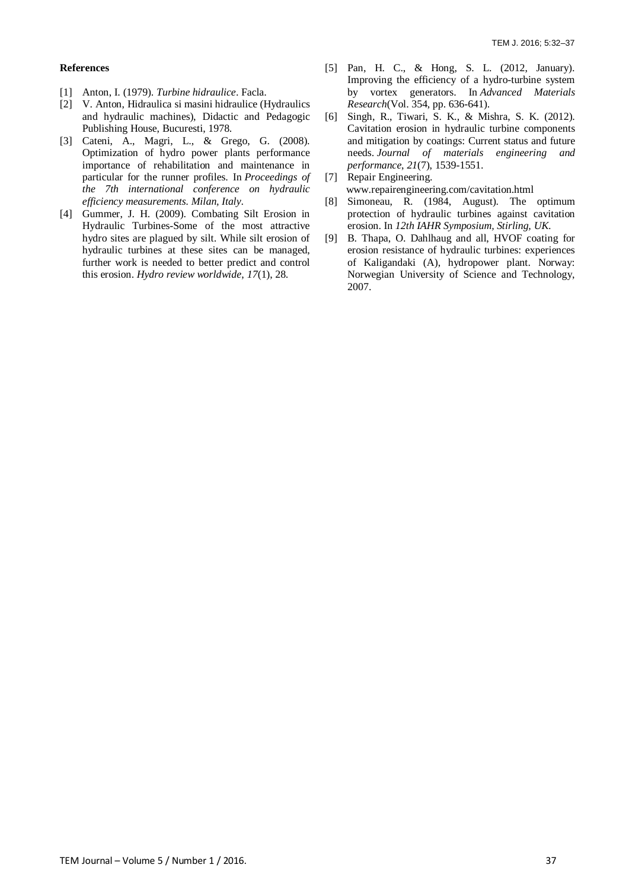**References**

[1] Anton, I. (1979). *Turbine hidraulice*. Facla.

[2] V. Anton, Hidraulica si masini hidraulice (Hydraulics and hydraulic machines), Didactic and Pedagogic Publishing House, Bucuresti, 1978.

[3] Cateni, A., Magri, L., & Grego, G. (2008). Optimization of hydro power plants performance importance of rehabilitation and maintenance in particular for the runner profiles. In *Proceedings of the 7th international conference on hydraulic efficiency measurements. Milan, Italy*.

[4] Gummer, J. H. (2009). Combating Silt Erosion in Hydraulic Turbines-Some of the most attractive hydro sites are plagued by silt. While silt erosion of hydraulic turbines at these sites can be managed, further work is needed to better predict and control this erosion. *Hydro review worldwide*, *17*(1), 28.

[5] Pan, H. C., & Hong, S. L. (2012, January). Improving the efficiency of a hydro-turbine system by vortex generators. In *Advanced Materials Research*(Vol. 354, pp. 636-641).

[6] Singh, R., Tiwari, S. K., & Mishra, S. K. (2012). Cavitation erosion in hydraulic turbine components and mitigation by coatings: Current status and future needs. *Journal of materials engineering and performance*, *21*(7), 1539-1551.

[7] Repair Engineering. www.repairengineering.com/cavitation.html

[8] Simoneau, R. (1984, August). The optimum protection of hydraulic turbines against cavitation erosion. In *12th IAHR Symposium, Stirling, UK.*

[9] B. Thapa, O. Dahlhaug and all, HVOF coating for erosion resistance of hydraulic turbines: experiences of Kaligandaki (A), hydropower plant. Norway: Norwegian University of Science and Technology, 2007.